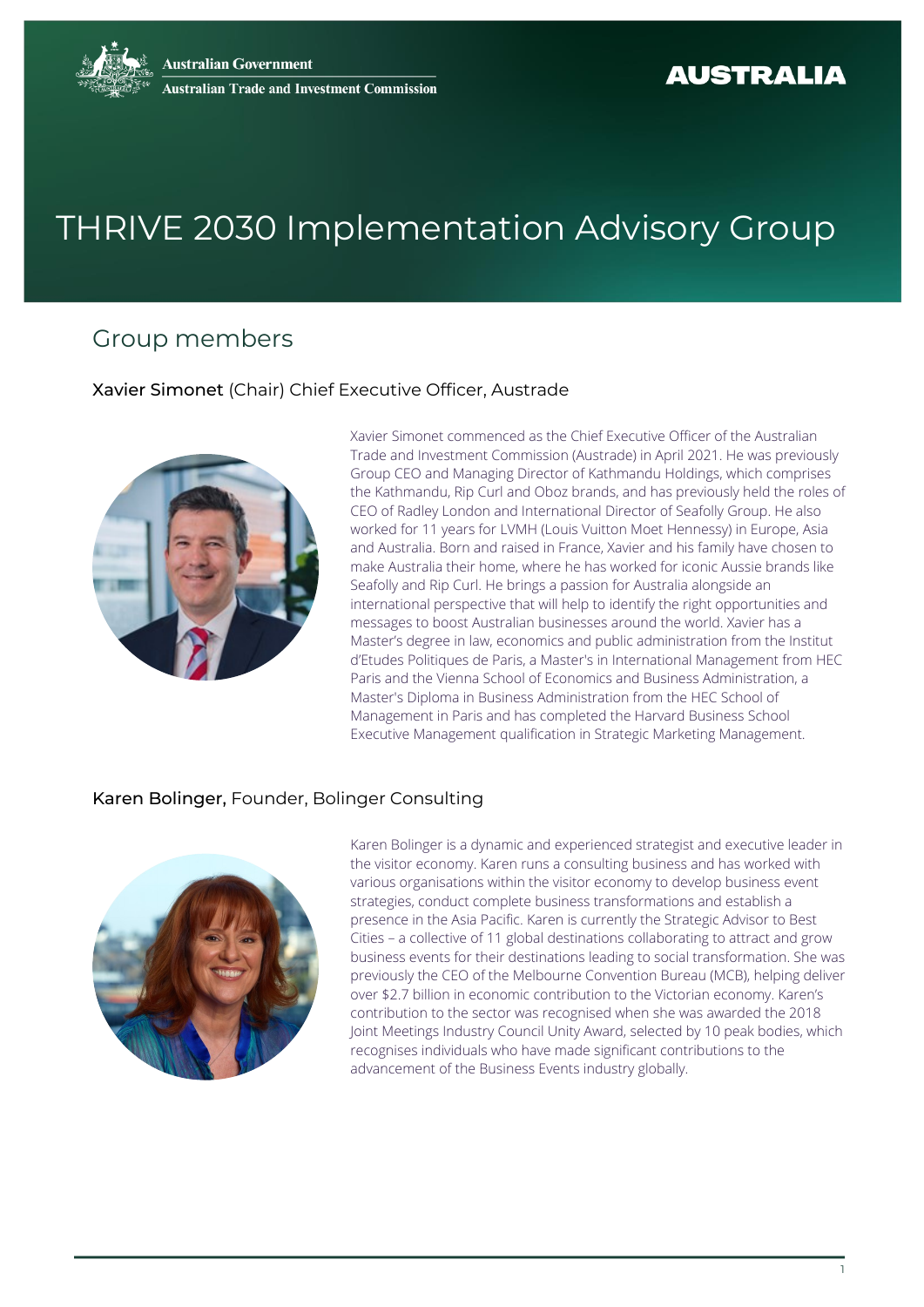Australian Government
Australian Trade and Investment Commission

AUSTRALIA

# THRIVE 2030 Implementation Advisory Group

## Group members

### **Xavier Simonet** (Chair) Chief Executive Officer, Austrade

Xavier Simonet commenced as the Chief Executive Officer of the Australian Trade and Investment Commission (Austrade) in April 2021. He was previously Group CEO and Managing Director of Kathmandu Holdings, which comprises the Kathmandu, Rip Curl and Oboz brands, and has previously held the roles of CEO of Radley London and International Director of Seafolly Group. He also worked for 11 years for LVMH (Louis Vuitton Moet Hennessy) in Europe, Asia and Australia. Born and raised in France, Xavier and his family have chosen to make Australia their home, where he has worked for iconic Aussie brands like Seafolly and Rip Curl. He brings a passion for Australia alongside an international perspective that will help to identify the right opportunities and messages to boost Australian businesses around the world. Xavier has a Master's degree in law, economics and public administration from the Institut d'Etudes Politiques de Paris, a Master's in International Management from HEC Paris and the Vienna School of Economics and Business Administration, a Master's Diploma in Business Administration from the HEC School of Management in Paris and has completed the Harvard Business School Executive Management qualification in Strategic Marketing Management.

### **Karen Bolinger,** Founder, Bolinger Consulting

Karen Bolinger is a dynamic and experienced strategist and executive leader in the visitor economy. Karen runs a consulting business and has worked with various organisations within the visitor economy to develop business event strategies, conduct complete business transformations and establish a presence in the Asia Pacific. Karen is currently the Strategic Advisor to Best Cities – a collective of 11 global destinations collaborating to attract and grow business events for their destinations leading to social transformation. She was previously the CEO of the Melbourne Convention Bureau (MCB), helping deliver over $2.7 billion in economic contribution to the Victorian economy. Karen's contribution to the sector was recognised when she was awarded the 2018 Joint Meetings Industry Council Unity Award, selected by 10 peak bodies, which recognises individuals who have made significant contributions to the advancement of the Business Events industry globally.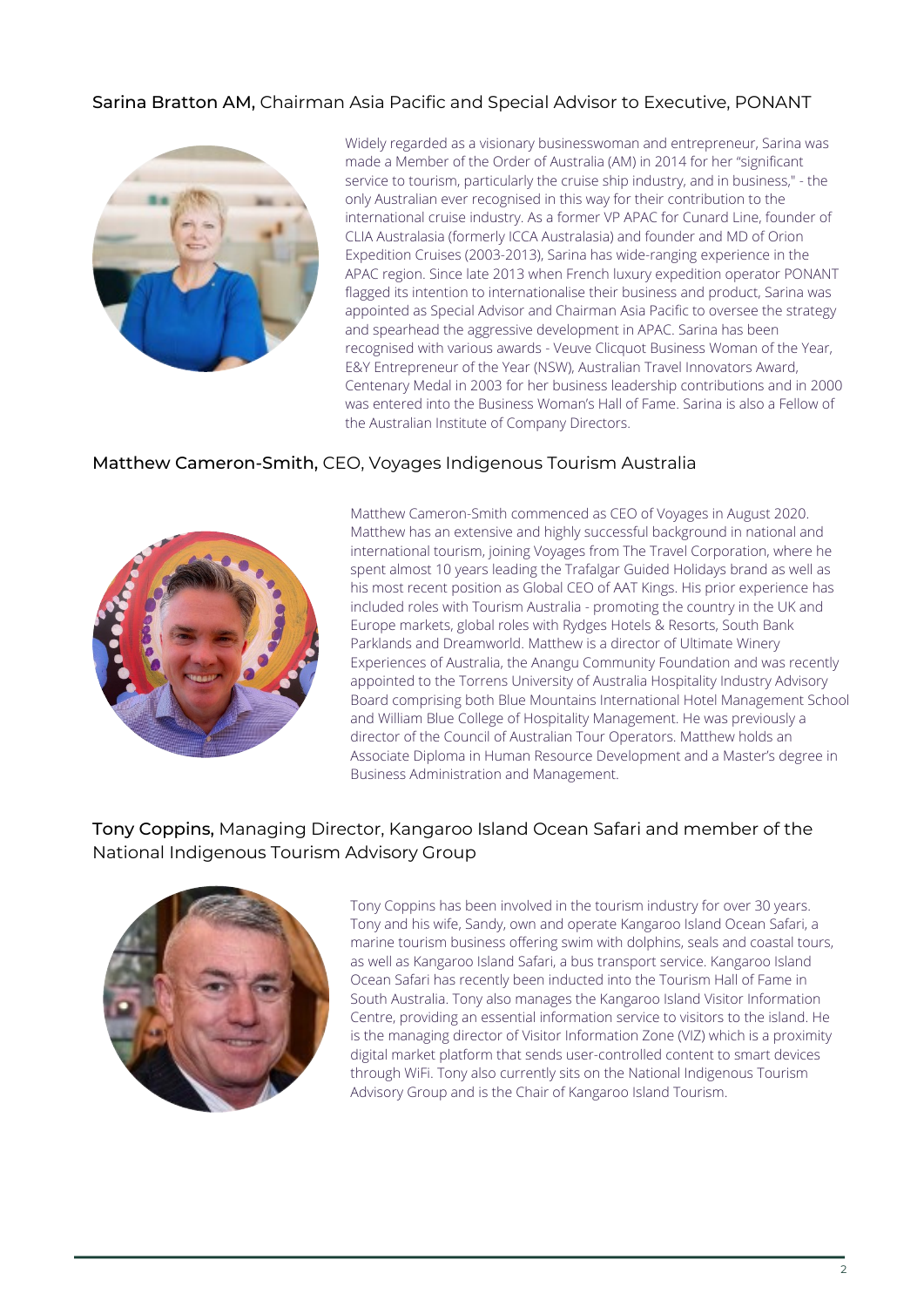**Sarina Bratton AM,** Chairman Asia Pacific and Special Advisor to Executive, PONANT

Widely regarded as a visionary businesswoman and entrepreneur, Sarina was made a Member of the Order of Australia (AM) in 2014 for her "significant service to tourism, particularly the cruise ship industry, and in business," - the only Australian ever recognised in this way for their contribution to the international cruise industry. As a former VP APAC for Cunard Line, founder of CLIA Australasia (formerly ICCA Australasia) and founder and MD of Orion Expedition Cruises (2003-2013), Sarina has wide-ranging experience in the APAC region. Since late 2013 when French luxury expedition operator PONANT flagged its intention to internationalise their business and product, Sarina was appointed as Special Advisor and Chairman Asia Pacific to oversee the strategy and spearhead the aggressive development in APAC. Sarina has been recognised with various awards - Veuve Clicquot Business Woman of the Year, E&Y Entrepreneur of the Year (NSW), Australian Travel Innovators Award, Centenary Medal in 2003 for her business leadership contributions and in 2000 was entered into the Business Woman's Hall of Fame. Sarina is also a Fellow of the Australian Institute of Company Directors.

**Matthew Cameron-Smith,** CEO, Voyages Indigenous Tourism Australia

Matthew Cameron-Smith commenced as CEO of Voyages in August 2020. Matthew has an extensive and highly successful background in national and international tourism, joining Voyages from The Travel Corporation, where he spent almost 10 years leading the Trafalgar Guided Holidays brand as well as his most recent position as Global CEO of AAT Kings. His prior experience has included roles with Tourism Australia - promoting the country in the UK and Europe markets, global roles with Rydges Hotels & Resorts, South Bank Parklands and Dreamworld. Matthew is a director of Ultimate Winery Experiences of Australia, the Anangu Community Foundation and was recently appointed to the Torrens University of Australia Hospitality Industry Advisory Board comprising both Blue Mountains International Hotel Management School and William Blue College of Hospitality Management. He was previously a director of the Council of Australian Tour Operators. Matthew holds an Associate Diploma in Human Resource Development and a Master's degree in Business Administration and Management.

**Tony Coppins,** Managing Director, Kangaroo Island Ocean Safari and member of the National Indigenous Tourism Advisory Group

Tony Coppins has been involved in the tourism industry for over 30 years. Tony and his wife, Sandy, own and operate Kangaroo Island Ocean Safari, a marine tourism business offering swim with dolphins, seals and coastal tours, as well as Kangaroo Island Safari, a bus transport service. Kangaroo Island Ocean Safari has recently been inducted into the Tourism Hall of Fame in South Australia. Tony also manages the Kangaroo Island Visitor Information Centre, providing an essential information service to visitors to the island. He is the managing director of Visitor Information Zone (VIZ) which is a proximity digital market platform that sends user-controlled content to smart devices through WiFi. Tony also currently sits on the National Indigenous Tourism Advisory Group and is the Chair of Kangaroo Island Tourism.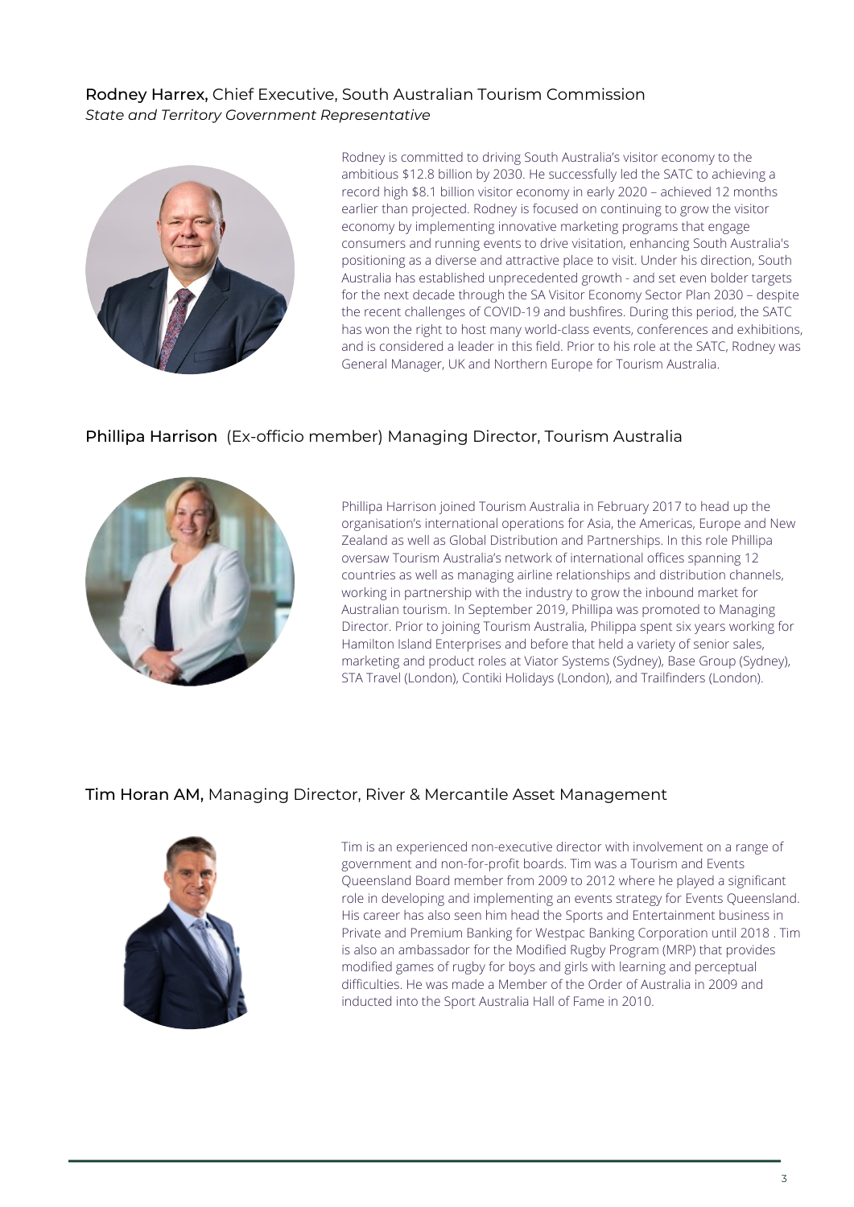### **Rodney Harrex,** Chief Executive, South Australian Tourism Commission

*State and Territory Government Representative*

Rodney is committed to driving South Australia's visitor economy to the ambitious $12.8 billion by 2030. He successfully led the SATC to achieving a record high $8.1 billion visitor economy in early 2020 – achieved 12 months earlier than projected. Rodney is focused on continuing to grow the visitor economy by implementing innovative marketing programs that engage consumers and running events to drive visitation, enhancing South Australia's positioning as a diverse and attractive place to visit. Under his direction, South Australia has established unprecedented growth - and set even bolder targets for the next decade through the SA Visitor Economy Sector Plan 2030 – despite the recent challenges of COVID-19 and bushfires. During this period, the SATC has won the right to host many world-class events, conferences and exhibitions, and is considered a leader in this field. Prior to his role at the SATC, Rodney was General Manager, UK and Northern Europe for Tourism Australia.

### **Phillipa Harrison** (Ex-officio member) Managing Director, Tourism Australia

Phillipa Harrison joined Tourism Australia in February 2017 to head up the organisation's international operations for Asia, the Americas, Europe and New Zealand as well as Global Distribution and Partnerships. In this role Phillipa oversaw Tourism Australia's network of international offices spanning 12 countries as well as managing airline relationships and distribution channels, working in partnership with the industry to grow the inbound market for Australian tourism. In September 2019, Phillipa was promoted to Managing Director. Prior to joining Tourism Australia, Philippa spent six years working for Hamilton Island Enterprises and before that held a variety of senior sales, marketing and product roles at Viator Systems (Sydney), Base Group (Sydney), STA Travel (London), Contiki Holidays (London), and Trailfinders (London).

### **Tim Horan AM,** Managing Director, River & Mercantile Asset Management

Tim is an experienced non-executive director with involvement on a range of government and non-for-profit boards. Tim was a Tourism and Events Queensland Board member from 2009 to 2012 where he played a significant role in developing and implementing an events strategy for Events Queensland. His career has also seen him head the Sports and Entertainment business in Private and Premium Banking for Westpac Banking Corporation until 2018 . Tim is also an ambassador for the Modified Rugby Program (MRP) that provides modified games of rugby for boys and girls with learning and perceptual difficulties. He was made a Member of the Order of Australia in 2009 and inducted into the Sport Australia Hall of Fame in 2010.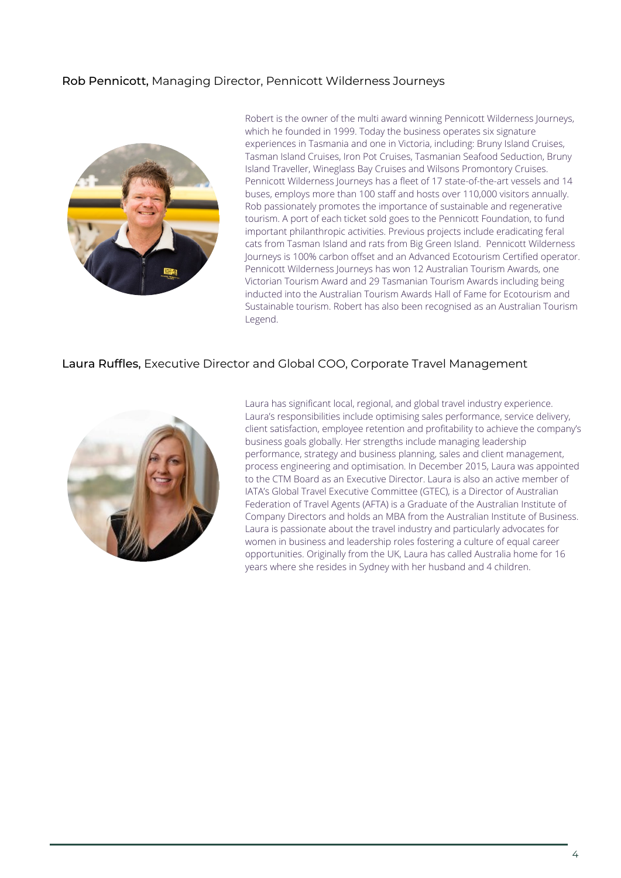**Rob Pennicott,** Managing Director, Pennicott Wilderness Journeys

Robert is the owner of the multi award winning Pennicott Wilderness Journeys, which he founded in 1999. Today the business operates six signature experiences in Tasmania and one in Victoria, including: Bruny Island Cruises, Tasman Island Cruises, Iron Pot Cruises, Tasmanian Seafood Seduction, Bruny Island Traveller, Wineglass Bay Cruises and Wilsons Promontory Cruises. Pennicott Wilderness Journeys has a fleet of 17 state-of-the-art vessels and 14 buses, employs more than 100 staff and hosts over 110,000 visitors annually. Rob passionately promotes the importance of sustainable and regenerative tourism. A port of each ticket sold goes to the Pennicott Foundation, to fund important philanthropic activities. Previous projects include eradicating feral cats from Tasman Island and rats from Big Green Island. Pennicott Wilderness Journeys is 100% carbon offset and an Advanced Ecotourism Certified operator. Pennicott Wilderness Journeys has won 12 Australian Tourism Awards, one Victorian Tourism Award and 29 Tasmanian Tourism Awards including being inducted into the Australian Tourism Awards Hall of Fame for Ecotourism and Sustainable tourism. Robert has also been recognised as an Australian Tourism Legend.

**Laura Ruffles,** Executive Director and Global COO, Corporate Travel Management

Laura has significant local, regional, and global travel industry experience. Laura's responsibilities include optimising sales performance, service delivery, client satisfaction, employee retention and profitability to achieve the company's business goals globally. Her strengths include managing leadership performance, strategy and business planning, sales and client management, process engineering and optimisation. In December 2015, Laura was appointed to the CTM Board as an Executive Director. Laura is also an active member of IATA's Global Travel Executive Committee (GTEC), is a Director of Australian Federation of Travel Agents (AFTA) is a Graduate of the Australian Institute of Company Directors and holds an MBA from the Australian Institute of Business. Laura is passionate about the travel industry and particularly advocates for women in business and leadership roles fostering a culture of equal career opportunities. Originally from the UK, Laura has called Australia home for 16 years where she resides in Sydney with her husband and 4 children.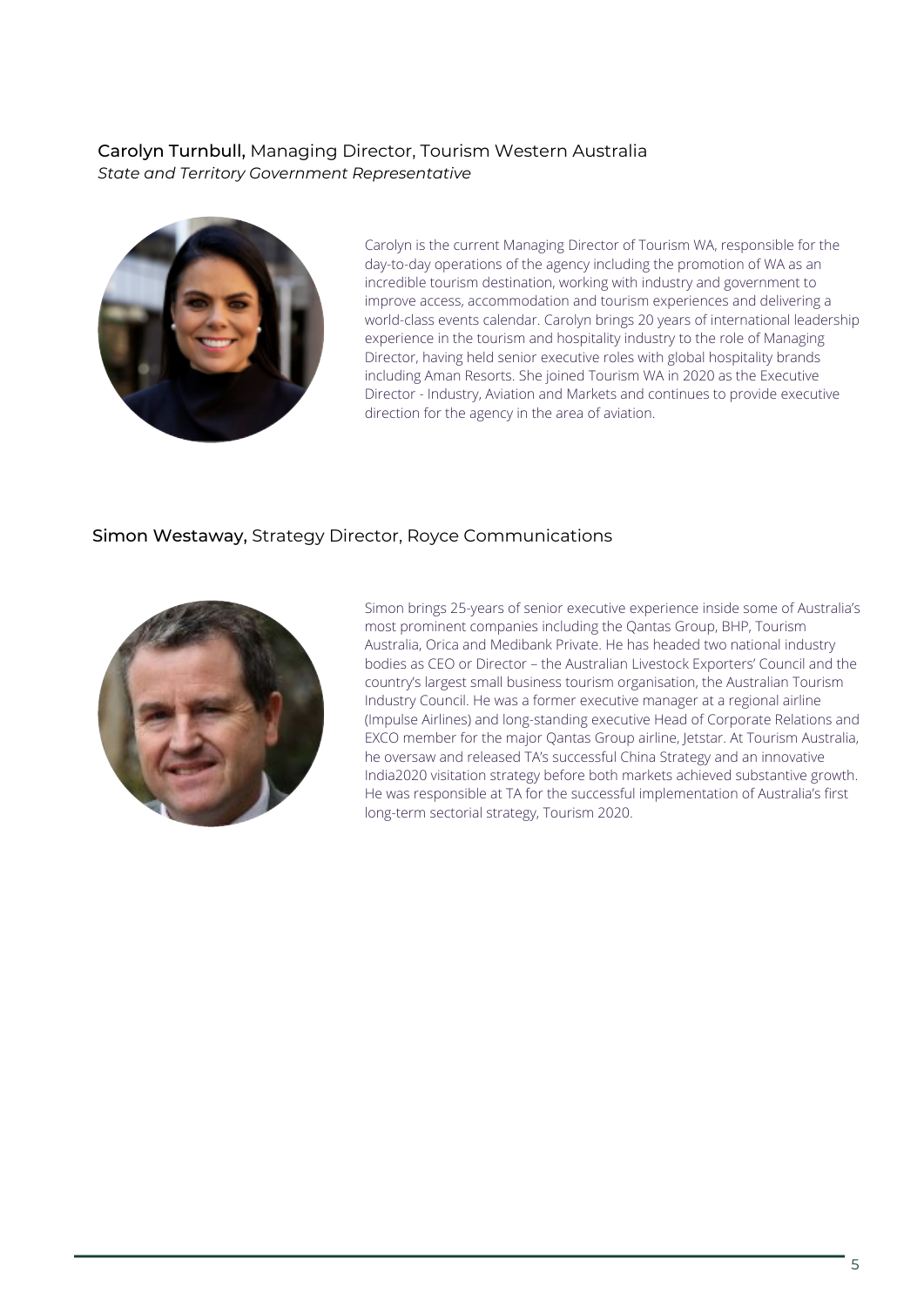**Carolyn Turnbull,** Managing Director, Tourism Western Australia
*State and Territory Government Representative*

Carolyn is the current Managing Director of Tourism WA, responsible for the day-to-day operations of the agency including the promotion of WA as an incredible tourism destination, working with industry and government to improve access, accommodation and tourism experiences and delivering a world-class events calendar. Carolyn brings 20 years of international leadership experience in the tourism and hospitality industry to the role of Managing Director, having held senior executive roles with global hospitality brands including Aman Resorts. She joined Tourism WA in 2020 as the Executive Director - Industry, Aviation and Markets and continues to provide executive direction for the agency in the area of aviation.

**Simon Westaway,** Strategy Director, Royce Communications

Simon brings 25-years of senior executive experience inside some of Australia's most prominent companies including the Qantas Group, BHP, Tourism Australia, Orica and Medibank Private. He has headed two national industry bodies as CEO or Director – the Australian Livestock Exporters' Council and the country's largest small business tourism organisation, the Australian Tourism Industry Council. He was a former executive manager at a regional airline (Impulse Airlines) and long-standing executive Head of Corporate Relations and EXCO member for the major Qantas Group airline, Jetstar. At Tourism Australia, he oversaw and released TA's successful China Strategy and an innovative India2020 visitation strategy before both markets achieved substantive growth. He was responsible at TA for the successful implementation of Australia's first long-term sectorial strategy, Tourism 2020.